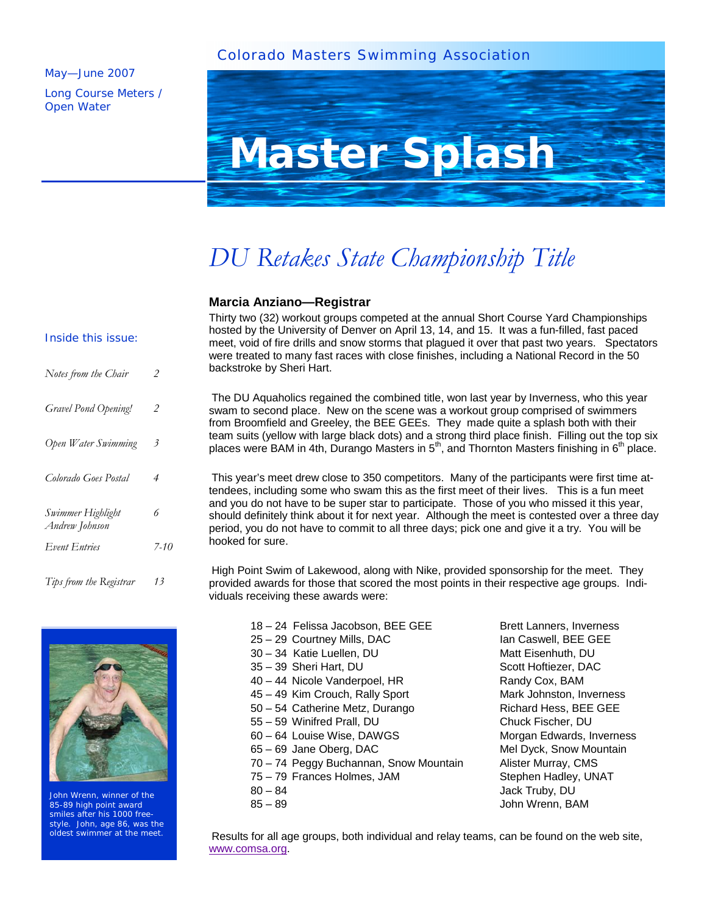Colorado Masters Swimming Association

May—June 2007

Long Course Meters / Open Water

# Master Splash

## Inside this issue:

| | |
|---|---|
| *Notes from the Chair* | *2* |
| *Gravel Pond Opening!* | *2* |
| *Open Water Swimming* | *3* |
| *Colorado Goes Postal* | *4* |
| *Swimmer Highlight Andrew Johnson* | *6* |
| *Event Entries* | *7-10* |
| *Tips from the Registrar* | *13* |

John Wrenn, winner of the 85-89 high point award smiles after his 1000 freestyle. John, age 86, was the oldest swimmer at the meet.

# *DU Retakes State Championship Title*

### Marcia Anziano—Registrar

Thirty two (32) workout groups competed at the annual Short Course Yard Championships hosted by the University of Denver on April 13, 14, and 15. It was a fun-filled, fast paced meet, void of fire drills and snow storms that plagued it over that past two years. Spectators were treated to many fast races with close finishes, including a National Record in the 50 backstroke by Sheri Hart.

The DU Aquaholics regained the combined title, won last year by Inverness, who this year swam to second place. New on the scene was a workout group comprised of swimmers from Broomfield and Greeley, the BEE GEEs. They made quite a splash both with their team suits (yellow with large black dots) and a strong third place finish. Filling out the top six places were BAM in 4th, Durango Masters in 5th, and Thornton Masters finishing in 6th place.

This year's meet drew close to 350 competitors. Many of the participants were first time attendees, including some who swam this as the first meet of their lives. This is a fun meet and you do not have to be super star to participate. Those of you who missed it this year, should definitely think about it for next year. Although the meet is contested over a three day period, you do not have to commit to all three days; pick one and give it a try. You will be hooked for sure.

High Point Swim of Lakewood, along with Nike, provided sponsorship for the meet. They provided awards for those that scored the most points in their respective age groups. Individuals receiving these awards were:

| Age Group | Women | Men |
|---|---|---|
| 18 – 24 | Felissa Jacobson, BEE GEE | Brett Lanners, Inverness |
| 25 – 29 | Courtney Mills, DAC | Ian Caswell, BEE GEE |
| 30 – 34 | Katie Luellen, DU | Matt Eisenhuth, DU |
| 35 – 39 | Sheri Hart, DU | Scott Hoftiezer, DAC |
| 40 – 44 | Nicole Vanderpoel, HR | Randy Cox, BAM |
| 45 – 49 | Kim Crouch, Rally Sport | Mark Johnston, Inverness |
| 50 – 54 | Catherine Metz, Durango | Richard Hess, BEE GEE |
| 55 – 59 | Winifred Prall, DU | Chuck Fischer, DU |
| 60 – 64 | Louise Wise, DAWGS | Morgan Edwards, Inverness |
| 65 – 69 | Jane Oberg, DAC | Mel Dyck, Snow Mountain |
| 70 – 74 | Peggy Buchannan, Snow Mountain | Alister Murray, CMS |
| 75 – 79 | Frances Holmes, JAM | Stephen Hadley, UNAT |
| 80 – 84 | | Jack Truby, DU |
| 85 – 89 | | John Wrenn, BAM |

Results for all age groups, both individual and relay teams, can be found on the web site, www.comsa.org.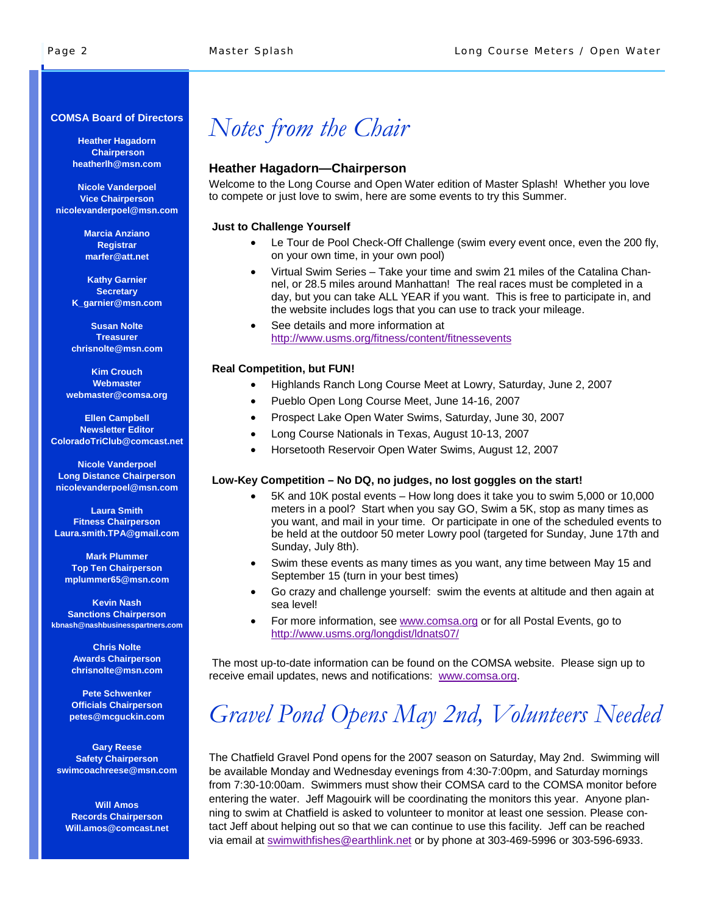## COMSA Board of Directors

**Heather Hagadorn**
**Chairperson**
**heatherlh@msn.com**

**Nicole Vanderpoel**
**Vice Chairperson**
**nicolevanderpoel@msn.com**

**Marcia Anziano**
**Registrar**
**marfer@att.net**

**Kathy Garnier**
**Secretary**
**K_garnier@msn.com**

**Susan Nolte**
**Treasurer**
**chrisnolte@msn.com**

**Kim Crouch**
**Webmaster**
**webmaster@comsa.org**

**Ellen Campbell**
**Newsletter Editor**
**ColoradoTriClub@comcast.net**

**Nicole Vanderpoel**
**Long Distance Chairperson**
**nicolevanderpoel@msn.com**

**Laura Smith**
**Fitness Chairperson**
**Laura.smith.TPA@gmail.com**

**Mark Plummer**
**Top Ten Chairperson**
**mplummer65@msn.com**

**Kevin Nash**
**Sanctions Chairperson**
**kbnash@nashbusinesspartners.com**

**Chris Nolte**
**Awards Chairperson**
**chrisnolte@msn.com**

**Pete Schwenker**
**Officials Chairperson**
**petes@mcguckin.com**

**Gary Reese**
**Safety Chairperson**
**swimcoachreese@msn.com**

**Will Amos**
**Records Chairperson**
**Will.amos@comcast.net**

# *Notes from the Chair*

### Heather Hagadorn—Chairperson

Welcome to the Long Course and Open Water edition of Master Splash! Whether you love to compete or just love to swim, here are some events to try this Summer.

**Just to Challenge Yourself**

- Le Tour de Pool Check-Off Challenge (swim every event once, even the 200 fly, on your own time, in your own pool)
- Virtual Swim Series – Take your time and swim 21 miles of the Catalina Channel, or 28.5 miles around Manhattan! The real races must be completed in a day, but you can take ALL YEAR if you want. This is free to participate in, and the website includes logs that you can use to track your mileage.
- See details and more information at http://www.usms.org/fitness/content/fitnessevents

**Real Competition, but FUN!**

- Highlands Ranch Long Course Meet at Lowry, Saturday, June 2, 2007
- Pueblo Open Long Course Meet, June 14-16, 2007
- Prospect Lake Open Water Swims, Saturday, June 30, 2007
- Long Course Nationals in Texas, August 10-13, 2007
- Horsetooth Reservoir Open Water Swims, August 12, 2007

**Low-Key Competition – No DQ, no judges, no lost goggles on the start!**

- 5K and 10K postal events – How long does it take you to swim 5,000 or 10,000 meters in a pool? Start when you say GO, Swim a 5K, stop as many times as you want, and mail in your time. Or participate in one of the scheduled events to be held at the outdoor 50 meter Lowry pool (targeted for Sunday, June 17th and Sunday, July 8th).
- Swim these events as many times as you want, any time between May 15 and September 15 (turn in your best times)
- Go crazy and challenge yourself: swim the events at altitude and then again at sea level!
- For more information, see www.comsa.org or for all Postal Events, go to http://www.usms.org/longdist/ldnats07/

The most up-to-date information can be found on the COMSA website. Please sign up to receive email updates, news and notifications: www.comsa.org.

# *Gravel Pond Opens May 2nd, Volunteers Needed*

The Chatfield Gravel Pond opens for the 2007 season on Saturday, May 2nd. Swimming will be available Monday and Wednesday evenings from 4:30-7:00pm, and Saturday mornings from 7:30-10:00am. Swimmers must show their COMSA card to the COMSA monitor before entering the water. Jeff Magouirk will be coordinating the monitors this year. Anyone planning to swim at Chatfield is asked to volunteer to monitor at least one session. Please contact Jeff about helping out so that we can continue to use this facility. Jeff can be reached via email at swimwithfishes@earthlink.net or by phone at 303-469-5996 or 303-596-6933.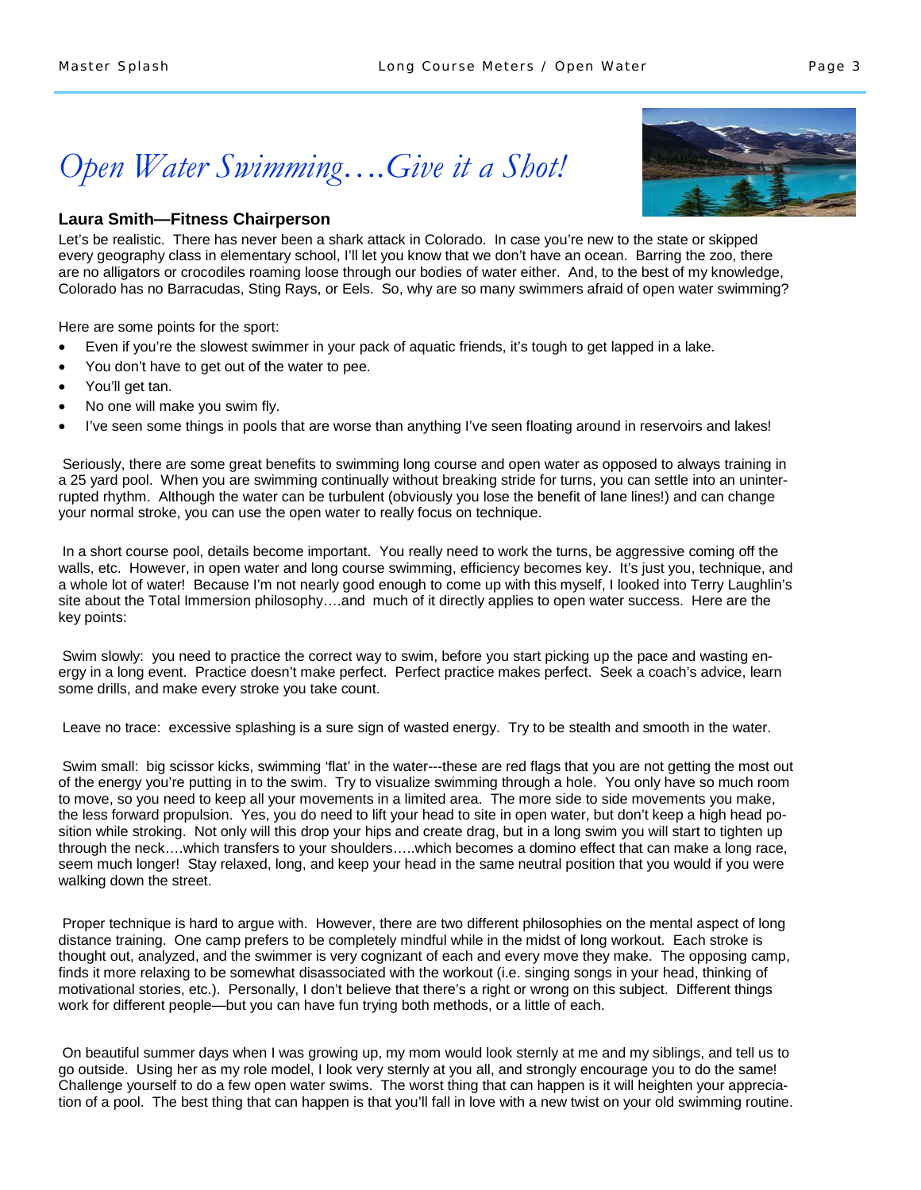# *Open Water Swimming….Give it a Shot!*

### Laura Smith—Fitness Chairperson

Let's be realistic. There has never been a shark attack in Colorado. In case you're new to the state or skipped every geography class in elementary school, I'll let you know that we don't have an ocean. Barring the zoo, there are no alligators or crocodiles roaming loose through our bodies of water either. And, to the best of my knowledge, Colorado has no Barracudas, Sting Rays, or Eels. So, why are so many swimmers afraid of open water swimming?

Here are some points for the sport:

- Even if you're the slowest swimmer in your pack of aquatic friends, it's tough to get lapped in a lake.
- You don't have to get out of the water to pee.
- You'll get tan.
- No one will make you swim fly.
- I've seen some things in pools that are worse than anything I've seen floating around in reservoirs and lakes!

Seriously, there are some great benefits to swimming long course and open water as opposed to always training in a 25 yard pool. When you are swimming continually without breaking stride for turns, you can settle into an uninterrupted rhythm. Although the water can be turbulent (obviously you lose the benefit of lane lines!) and can change your normal stroke, you can use the open water to really focus on technique.

In a short course pool, details become important. You really need to work the turns, be aggressive coming off the walls, etc. However, in open water and long course swimming, efficiency becomes key. It's just you, technique, and a whole lot of water! Because I'm not nearly good enough to come up with this myself, I looked into Terry Laughlin's site about the Total Immersion philosophy….and much of it directly applies to open water success. Here are the key points:

Swim slowly: you need to practice the correct way to swim, before you start picking up the pace and wasting energy in a long event. Practice doesn't make perfect. Perfect practice makes perfect. Seek a coach's advice, learn some drills, and make every stroke you take count.

Leave no trace: excessive splashing is a sure sign of wasted energy. Try to be stealth and smooth in the water.

Swim small: big scissor kicks, swimming 'flat' in the water---these are red flags that you are not getting the most out of the energy you're putting in to the swim. Try to visualize swimming through a hole. You only have so much room to move, so you need to keep all your movements in a limited area. The more side to side movements you make, the less forward propulsion. Yes, you do need to lift your head to site in open water, but don't keep a high head position while stroking. Not only will this drop your hips and create drag, but in a long swim you will start to tighten up through the neck….which transfers to your shoulders…..which becomes a domino effect that can make a long race, seem much longer! Stay relaxed, long, and keep your head in the same neutral position that you would if you were walking down the street.

Proper technique is hard to argue with. However, there are two different philosophies on the mental aspect of long distance training. One camp prefers to be completely mindful while in the midst of long workout. Each stroke is thought out, analyzed, and the swimmer is very cognizant of each and every move they make. The opposing camp, finds it more relaxing to be somewhat disassociated with the workout (i.e. singing songs in your head, thinking of motivational stories, etc.). Personally, I don't believe that there's a right or wrong on this subject. Different things work for different people—but you can have fun trying both methods, or a little of each.

On beautiful summer days when I was growing up, my mom would look sternly at me and my siblings, and tell us to go outside. Using her as my role model, I look very sternly at you all, and strongly encourage you to do the same! Challenge yourself to do a few open water swims. The worst thing that can happen is it will heighten your appreciation of a pool. The best thing that can happen is that you'll fall in love with a new twist on your old swimming routine.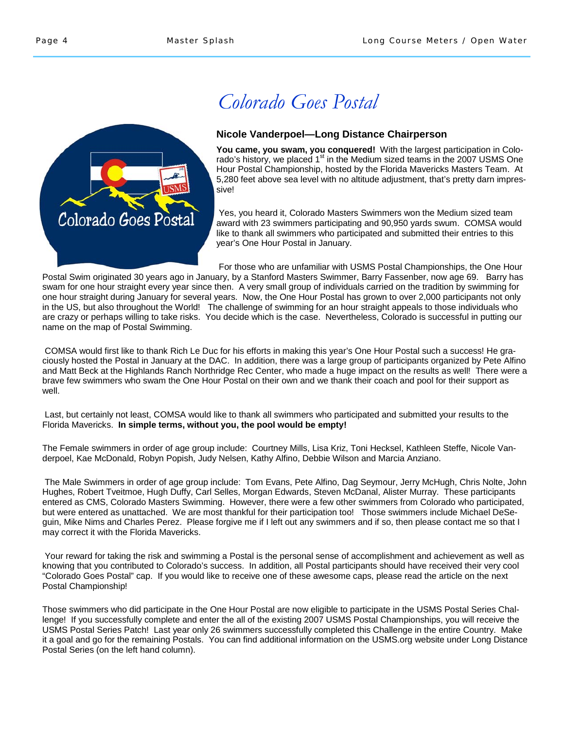# Colorado Goes Postal

### Nicole Vanderpoel—Long Distance Chairperson

**You came, you swam, you conquered!** With the largest participation in Colorado's history, we placed 1st in the Medium sized teams in the 2007 USMS One Hour Postal Championship, hosted by the Florida Mavericks Masters Team. At 5,280 feet above sea level with no altitude adjustment, that's pretty darn impressive!

Yes, you heard it, Colorado Masters Swimmers won the Medium sized team award with 23 swimmers participating and 90,950 yards swum. COMSA would like to thank all swimmers who participated and submitted their entries to this year's One Hour Postal in January.

For those who are unfamiliar with USMS Postal Championships, the One Hour Postal Swim originated 30 years ago in January, by a Stanford Masters Swimmer, Barry Fassenber, now age 69. Barry has swam for one hour straight every year since then. A very small group of individuals carried on the tradition by swimming for one hour straight during January for several years. Now, the One Hour Postal has grown to over 2,000 participants not only in the US, but also throughout the World! The challenge of swimming for an hour straight appeals to those individuals who are crazy or perhaps willing to take risks. You decide which is the case. Nevertheless, Colorado is successful in putting our name on the map of Postal Swimming.

COMSA would first like to thank Rich Le Duc for his efforts in making this year's One Hour Postal such a success! He graciously hosted the Postal in January at the DAC. In addition, there was a large group of participants organized by Pete Alfino and Matt Beck at the Highlands Ranch Northridge Rec Center, who made a huge impact on the results as well! There were a brave few swimmers who swam the One Hour Postal on their own and we thank their coach and pool for their support as well.

Last, but certainly not least, COMSA would like to thank all swimmers who participated and submitted your results to the Florida Mavericks. **In simple terms, without you, the pool would be empty!**

The Female swimmers in order of age group include: Courtney Mills, Lisa Kriz, Toni Hecksel, Kathleen Steffe, Nicole Vanderpoel, Kae McDonald, Robyn Popish, Judy Nelsen, Kathy Alfino, Debbie Wilson and Marcia Anziano.

The Male Swimmers in order of age group include: Tom Evans, Pete Alfino, Dag Seymour, Jerry McHugh, Chris Nolte, John Hughes, Robert Tveitmoe, Hugh Duffy, Carl Selles, Morgan Edwards, Steven McDanal, Alister Murray. These participants entered as CMS, Colorado Masters Swimming. However, there were a few other swimmers from Colorado who participated, but were entered as unattached. We are most thankful for their participation too! Those swimmers include Michael DeSeguin, Mike Nims and Charles Perez. Please forgive me if I left out any swimmers and if so, then please contact me so that I may correct it with the Florida Mavericks.

Your reward for taking the risk and swimming a Postal is the personal sense of accomplishment and achievement as well as knowing that you contributed to Colorado's success. In addition, all Postal participants should have received their very cool "Colorado Goes Postal" cap. If you would like to receive one of these awesome caps, please read the article on the next Postal Championship!

Those swimmers who did participate in the One Hour Postal are now eligible to participate in the USMS Postal Series Challenge! If you successfully complete and enter the all of the existing 2007 USMS Postal Championships, you will receive the USMS Postal Series Patch! Last year only 26 swimmers successfully completed this Challenge in the entire Country. Make it a goal and go for the remaining Postals. You can find additional information on the USMS.org website under Long Distance Postal Series (on the left hand column).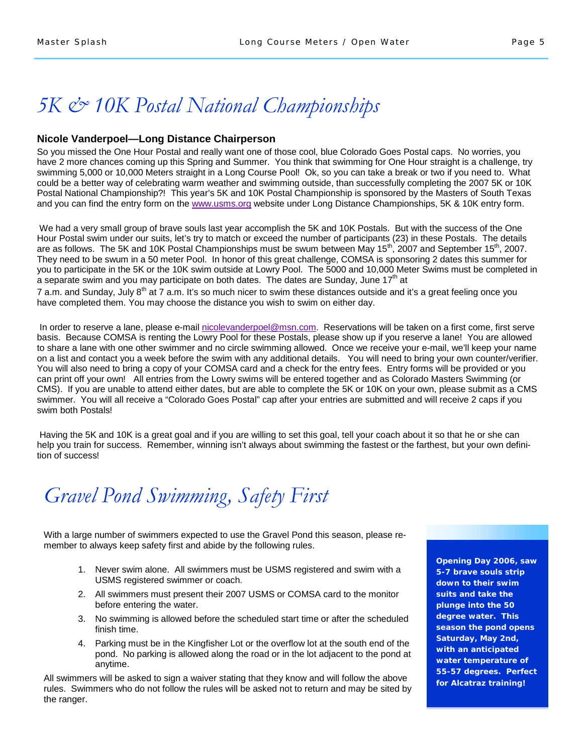# 5K & 10K Postal National Championships

### Nicole Vanderpoel—Long Distance Chairperson

So you missed the One Hour Postal and really want one of those cool, blue Colorado Goes Postal caps. No worries, you have 2 more chances coming up this Spring and Summer. You think that swimming for One Hour straight is a challenge, try swimming 5,000 or 10,000 Meters straight in a Long Course Pool! Ok, so you can take a break or two if you need to. What could be a better way of celebrating warm weather and swimming outside, than successfully completing the 2007 5K or 10K Postal National Championship?! This year's 5K and 10K Postal Championship is sponsored by the Masters of South Texas and you can find the entry form on the www.usms.org website under Long Distance Championships, 5K & 10K entry form.

We had a very small group of brave souls last year accomplish the 5K and 10K Postals. But with the success of the One Hour Postal swim under our suits, let's try to match or exceed the number of participants (23) in these Postals. The details are as follows. The 5K and 10K Postal Championships must be swum between May 15th, 2007 and September 15th, 2007. They need to be swum in a 50 meter Pool. In honor of this great challenge, COMSA is sponsoring 2 dates this summer for you to participate in the 5K or the 10K swim outside at Lowry Pool. The 5000 and 10,000 Meter Swims must be completed in a separate swim and you may participate on both dates. The dates are Sunday, June 17th at 7 a.m. and Sunday, July 8th at 7 a.m. It's so much nicer to swim these distances outside and it's a great feeling once you have completed them. You may choose the distance you wish to swim on either day.

In order to reserve a lane, please e-mail nicolevanderpoel@msn.com. Reservations will be taken on a first come, first serve basis. Because COMSA is renting the Lowry Pool for these Postals, please show up if you reserve a lane! You are allowed to share a lane with one other swimmer and no circle swimming allowed. Once we receive your e-mail, we'll keep your name on a list and contact you a week before the swim with any additional details. You will need to bring your own counter/verifier. You will also need to bring a copy of your COMSA card and a check for the entry fees. Entry forms will be provided or you can print off your own! All entries from the Lowry swims will be entered together and as Colorado Masters Swimming (or CMS). If you are unable to attend either dates, but are able to complete the 5K or 10K on your own, please submit as a CMS swimmer. You will all receive a "Colorado Goes Postal" cap after your entries are submitted and will receive 2 caps if you swim both Postals!

Having the 5K and 10K is a great goal and if you are willing to set this goal, tell your coach about it so that he or she can help you train for success. Remember, winning isn't always about swimming the fastest or the farthest, but your own definition of success!

# Gravel Pond Swimming, Safety First

With a large number of swimmers expected to use the Gravel Pond this season, please remember to always keep safety first and abide by the following rules.

1. Never swim alone. All swimmers must be USMS registered and swim with a USMS registered swimmer or coach.
2. All swimmers must present their 2007 USMS or COMSA card to the monitor before entering the water.
3. No swimming is allowed before the scheduled start time or after the scheduled finish time.
4. Parking must be in the Kingfisher Lot or the overflow lot at the south end of the pond. No parking is allowed along the road or in the lot adjacent to the pond at anytime.

All swimmers will be asked to sign a waiver stating that they know and will follow the above rules. Swimmers who do not follow the rules will be asked not to return and may be sited by the ranger.

**Opening Day 2006, saw 5-7 brave souls strip down to their swim suits and take the plunge into the 50 degree water. This season the pond opens Saturday, May 2nd, with an anticipated water temperature of 55-57 degrees. Perfect for Alcatraz training!**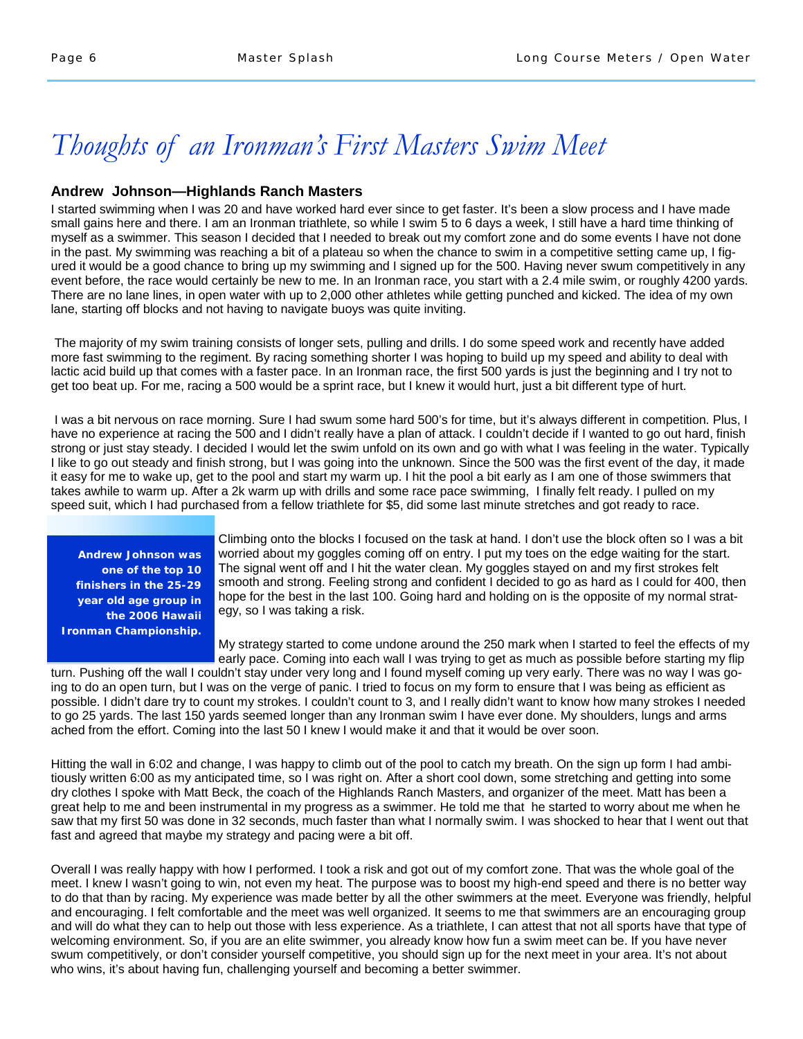# *Thoughts of an Ironman's First Masters Swim Meet*

**Andrew Johnson—Highlands Ranch Masters**

I started swimming when I was 20 and have worked hard ever since to get faster. It's been a slow process and I have made small gains here and there. I am an Ironman triathlete, so while I swim 5 to 6 days a week, I still have a hard time thinking of myself as a swimmer. This season I decided that I needed to break out my comfort zone and do some events I have not done in the past. My swimming was reaching a bit of a plateau so when the chance to swim in a competitive setting came up, I figured it would be a good chance to bring up my swimming and I signed up for the 500. Having never swum competitively in any event before, the race would certainly be new to me. In an Ironman race, you start with a 2.4 mile swim, or roughly 4200 yards. There are no lane lines, in open water with up to 2,000 other athletes while getting punched and kicked. The idea of my own lane, starting off blocks and not having to navigate buoys was quite inviting.

The majority of my swim training consists of longer sets, pulling and drills. I do some speed work and recently have added more fast swimming to the regiment. By racing something shorter I was hoping to build up my speed and ability to deal with lactic acid build up that comes with a faster pace. In an Ironman race, the first 500 yards is just the beginning and I try not to get too beat up. For me, racing a 500 would be a sprint race, but I knew it would hurt, just a bit different type of hurt.

I was a bit nervous on race morning. Sure I had swum some hard 500's for time, but it's always different in competition. Plus, I have no experience at racing the 500 and I didn't really have a plan of attack. I couldn't decide if I wanted to go out hard, finish strong or just stay steady. I decided I would let the swim unfold on its own and go with what I was feeling in the water. Typically I like to go out steady and finish strong, but I was going into the unknown. Since the 500 was the first event of the day, it made it easy for me to wake up, get to the pool and start my warm up. I hit the pool a bit early as I am one of those swimmers that takes awhile to warm up. After a 2k warm up with drills and some race pace swimming, I finally felt ready. I pulled on my speed suit, which I had purchased from a fellow triathlete for $5, did some last minute stretches and got ready to race.

**Andrew Johnson was one of the top 10 finishers in the 25-29 year old age group in the 2006 Hawaii Ironman Championship.**

Climbing onto the blocks I focused on the task at hand. I don't use the block often so I was a bit worried about my goggles coming off on entry. I put my toes on the edge waiting for the start. The signal went off and I hit the water clean. My goggles stayed on and my first strokes felt smooth and strong. Feeling strong and confident I decided to go as hard as I could for 400, then hope for the best in the last 100. Going hard and holding on is the opposite of my normal strategy, so I was taking a risk.

My strategy started to come undone around the 250 mark when I started to feel the effects of my early pace. Coming into each wall I was trying to get as much as possible before starting my flip turn. Pushing off the wall I couldn't stay under very long and I found myself coming up very early. There was no way I was going to do an open turn, but I was on the verge of panic. I tried to focus on my form to ensure that I was being as efficient as possible. I didn't dare try to count my strokes. I couldn't count to 3, and I really didn't want to know how many strokes I needed to go 25 yards. The last 150 yards seemed longer than any Ironman swim I have ever done. My shoulders, lungs and arms ached from the effort. Coming into the last 50 I knew I would make it and that it would be over soon.

Hitting the wall in 6:02 and change, I was happy to climb out of the pool to catch my breath. On the sign up form I had ambitiously written 6:00 as my anticipated time, so I was right on. After a short cool down, some stretching and getting into some dry clothes I spoke with Matt Beck, the coach of the Highlands Ranch Masters, and organizer of the meet. Matt has been a great help to me and been instrumental in my progress as a swimmer. He told me that he started to worry about me when he saw that my first 50 was done in 32 seconds, much faster than what I normally swim. I was shocked to hear that I went out that fast and agreed that maybe my strategy and pacing were a bit off.

Overall I was really happy with how I performed. I took a risk and got out of my comfort zone. That was the whole goal of the meet. I knew I wasn't going to win, not even my heat. The purpose was to boost my high-end speed and there is no better way to do that than by racing. My experience was made better by all the other swimmers at the meet. Everyone was friendly, helpful and encouraging. I felt comfortable and the meet was well organized. It seems to me that swimmers are an encouraging group and will do what they can to help out those with less experience. As a triathlete, I can attest that not all sports have that type of welcoming environment. So, if you are an elite swimmer, you already know how fun a swim meet can be. If you have never swum competitively, or don't consider yourself competitive, you should sign up for the next meet in your area. It's not about who wins, it's about having fun, challenging yourself and becoming a better swimmer.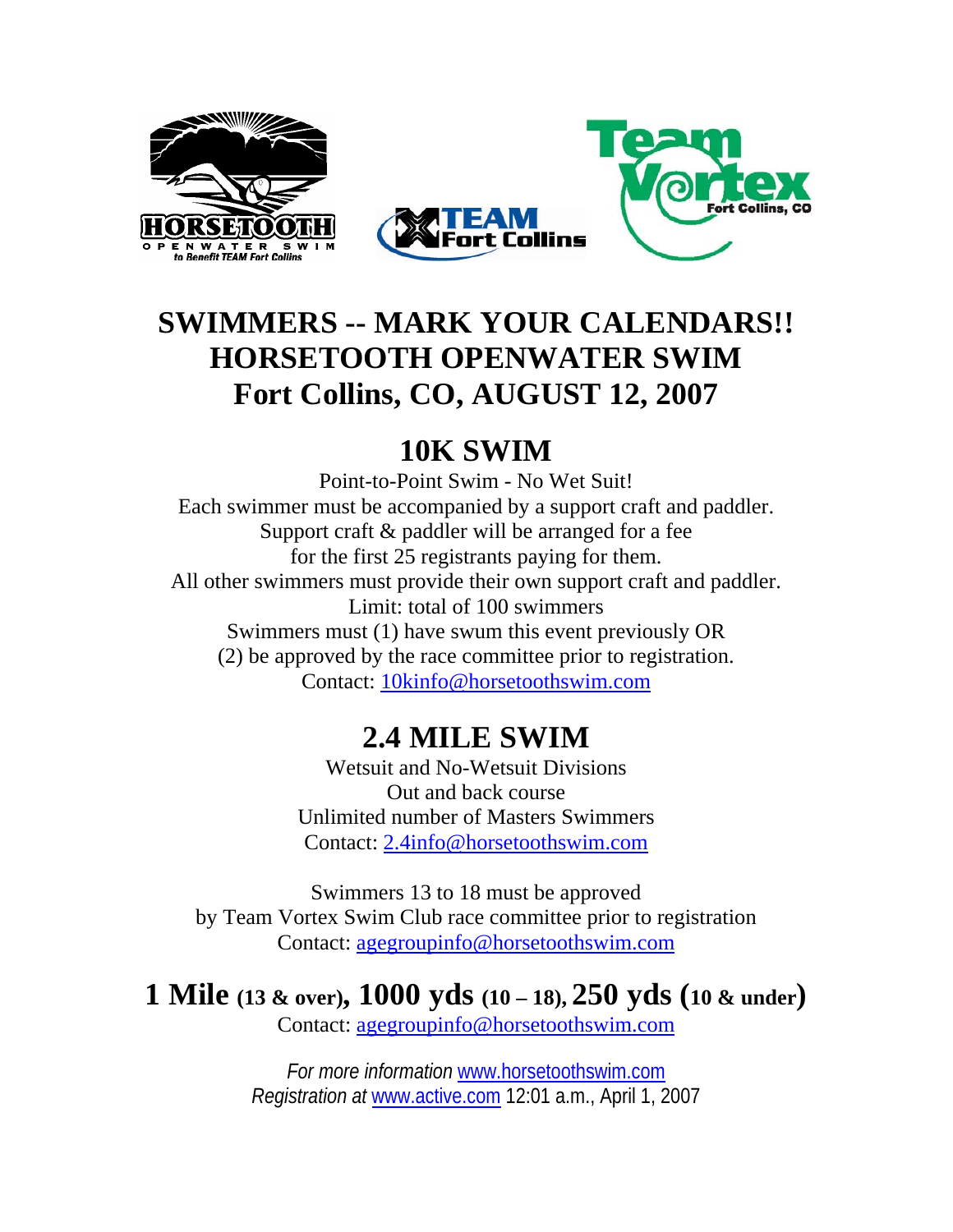HORSETOOTH OPENWATER SWIM to Benefit TEAM Fort Collins

TEAM Fort Collins

Team Vortex Fort Collins, CO

# SWIMMERS -- MARK YOUR CALENDARS!!
# HORSETOOTH OPENWATER SWIM
# Fort Collins, CO, AUGUST 12, 2007

## 10K SWIM

Point-to-Point Swim - No Wet Suit!
Each swimmer must be accompanied by a support craft and paddler.
Support craft & paddler will be arranged for a fee
for the first 25 registrants paying for them.
All other swimmers must provide their own support craft and paddler.
Limit: total of 100 swimmers
Swimmers must (1) have swum this event previously OR
(2) be approved by the race committee prior to registration.
Contact: 10kinfo@horsetoothswim.com

## 2.4 MILE SWIM

Wetsuit and No-Wetsuit Divisions
Out and back course
Unlimited number of Masters Swimmers
Contact: 2.4info@horsetoothswim.com

Swimmers 13 to 18 must be approved
by Team Vortex Swim Club race committee prior to registration
Contact: agegroupinfo@horsetoothswim.com

## 1 Mile (13 & over), 1000 yds (10 – 18), 250 yds (10 & under)

Contact: agegroupinfo@horsetoothswim.com

*For more information* www.horsetoothswim.com
*Registration at* www.active.com 12:01 a.m., April 1, 2007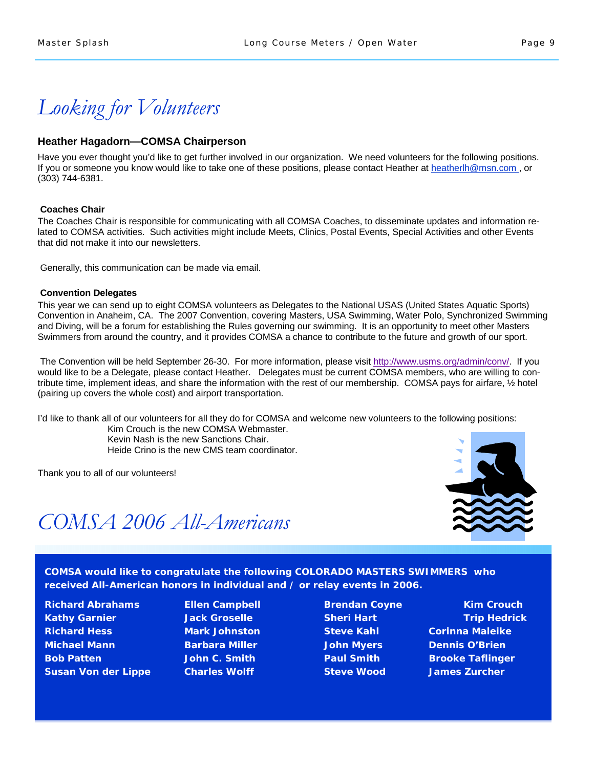# Looking for Volunteers

### Heather Hagadorn—COMSA Chairperson

Have you ever thought you'd like to get further involved in our organization. We need volunteers for the following positions. If you or someone you know would like to take one of these positions, please contact Heather at heatherlh@msn.com , or (303) 744-6381.

**Coaches Chair**

The Coaches Chair is responsible for communicating with all COMSA Coaches, to disseminate updates and information related to COMSA activities. Such activities might include Meets, Clinics, Postal Events, Special Activities and other Events that did not make it into our newsletters.

Generally, this communication can be made via email.

**Convention Delegates**

This year we can send up to eight COMSA volunteers as Delegates to the National USAS (United States Aquatic Sports) Convention in Anaheim, CA. The 2007 Convention, covering Masters, USA Swimming, Water Polo, Synchronized Swimming and Diving, will be a forum for establishing the Rules governing our swimming. It is an opportunity to meet other Masters Swimmers from around the country, and it provides COMSA a chance to contribute to the future and growth of our sport.

The Convention will be held September 26-30. For more information, please visit http://www.usms.org/admin/conv/. If you would like to be a Delegate, please contact Heather. Delegates must be current COMSA members, who are willing to contribute time, implement ideas, and share the information with the rest of our membership. COMSA pays for airfare, ½ hotel (pairing up covers the whole cost) and airport transportation.

I'd like to thank all of our volunteers for all they do for COMSA and welcome new volunteers to the following positions:

Kim Crouch is the new COMSA Webmaster.
Kevin Nash is the new Sanctions Chair.
Heide Crino is the new CMS team coordinator.

Thank you to all of our volunteers!

# COMSA 2006 All-Americans

**COMSA would like to congratulate the following COLORADO MASTERS SWIMMERS who received All-American honors in individual and / or relay events in 2006.**

| | | | |
|---|---|---|---|
| **Richard Abrahams** | **Ellen Campbell** | **Brendan Coyne** | **Kim Crouch** |
| **Kathy Garnier** | **Jack Groselle** | **Sheri Hart** | **Trip Hedrick** |
| **Richard Hess** | **Mark Johnston** | **Steve Kahl** | **Corinna Maleike** |
| **Michael Mann** | **Barbara Miller** | **John Myers** | **Dennis O'Brien** |
| **Bob Patten** | **John C. Smith** | **Paul Smith** | **Brooke Taflinger** |
| **Susan Von der Lippe** | **Charles Wolff** | **Steve Wood** | **James Zurcher** |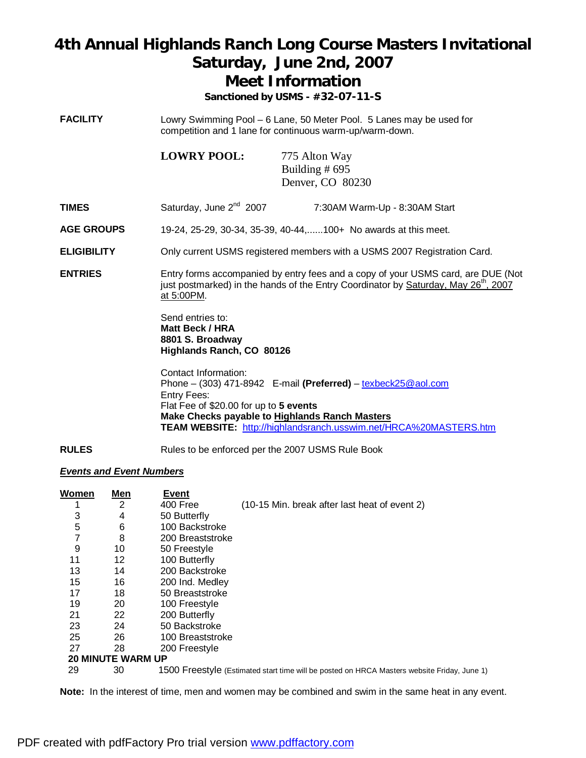# 4th Annual Highlands Ranch Long Course Masters Invitational
# Saturday, June 2nd, 2007
# Meet Information

**Sanctioned by USMS - #32-07-11-S**

| | |
|---|---|
| **FACILITY** | Lowry Swimming Pool – 6 Lane, 50 Meter Pool. 5 Lanes may be used for competition and 1 lane for continuous warm-up/warm-down.<br><br>**LOWRY POOL:** 775 Alton Way, Building # 695, Denver, CO 80230 |
| **TIMES** | Saturday, June 2nd 2007 — 7:30AM Warm-Up - 8:30AM Start |
| **AGE GROUPS** | 19-24, 25-29, 30-34, 35-39, 40-44,......100+ No awards at this meet. |
| **ELIGIBILITY** | Only current USMS registered members with a USMS 2007 Registration Card. |
| **ENTRIES** | Entry forms accompanied by entry fees and a copy of your USMS card, are DUE (Not just postmarked) in the hands of the Entry Coordinator by Saturday, May 26th, 2007 at 5:00PM. |

Send entries to:
**Matt Beck / HRA**
**8801 S. Broadway**
**Highlands Ranch, CO 80126**

Contact Information:
Phone – (303) 471-8942 E-mail **(Preferred)** – texbeck25@aol.com
Entry Fees:
Flat Fee of $20.00 for up to **5 events**
**Make Checks payable to Highlands Ranch Masters**
**TEAM WEBSITE:** http://highlandsranch.usswim.net/HRCA%20MASTERS.htm

**RULES** Rules to be enforced per the 2007 USMS Rule Book

***Events and Event Numbers***

| Women | Men | Event | |
|---|---|---|---|
| 1 | 2 | 400 Free | (10-15 Min. break after last heat of event 2) |
| 3 | 4 | 50 Butterfly | |
| 5 | 6 | 100 Backstroke | |
| 7 | 8 | 200 Breaststroke | |
| 9 | 10 | 50 Freestyle | |
| 11 | 12 | 100 Butterfly | |
| 13 | 14 | 200 Backstroke | |
| 15 | 16 | 200 Ind. Medley | |
| 17 | 18 | 50 Breaststroke | |
| 19 | 20 | 100 Freestyle | |
| 21 | 22 | 200 Butterfly | |
| 23 | 24 | 50 Backstroke | |
| 25 | 26 | 100 Breaststroke | |
| 27 | 28 | 200 Freestyle | |
| **20 MINUTE WARM UP** | | | |
| 29 | 30 | 1500 Freestyle | (Estimated start time will be posted on HRCA Masters website Friday, June 1) |

**Note:** In the interest of time, men and women may be combined and swim in the same heat in any event.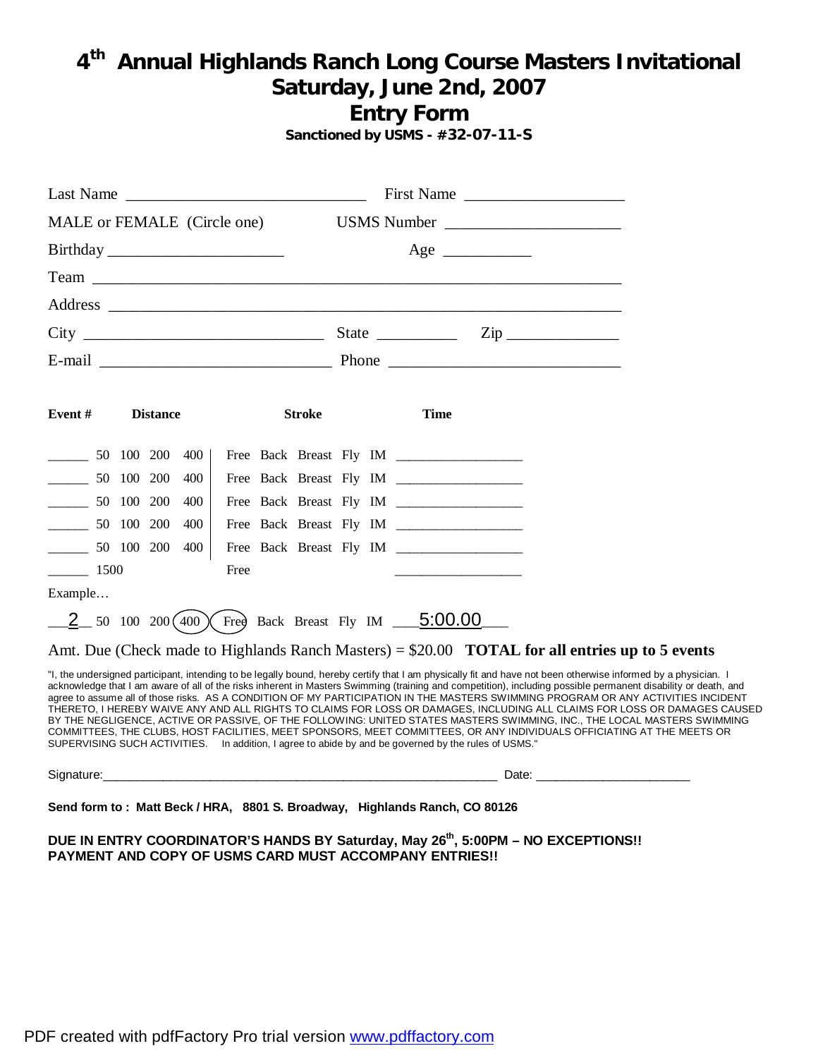# 4th Annual Highlands Ranch Long Course Masters Invitational
# Saturday, June 2nd, 2007
## Entry Form

**Sanctioned by USMS - #32-07-11-S**

Last Name ______________________________ First Name ____________________

MALE or FEMALE (Circle one) USMS Number _____________________

Birthday _____________________ Age ___________

Team ____________________________________________________________

Address ___________________________________________________________

City _____________________________ State __________ Zip ______________

E-mail _____________________________ Phone _____________________________

| Event # | Distance | Stroke | Time |
|---|---|---|---|
| ______ | 50 100 200 400 | Free Back Breast Fly IM | _________________ |
| ______ | 50 100 200 400 | Free Back Breast Fly IM | _________________ |
| ______ | 50 100 200 400 | Free Back Breast Fly IM | _________________ |
| ______ | 50 100 200 400 | Free Back Breast Fly IM | _________________ |
| ______ | 50 100 200 400 | Free Back Breast Fly IM | _________________ |
| ______ | 1500 | Free | _________________ |

Example…

__2__ 50 100 200 (400) (Free) Back Breast Fly IM ___5:00.00___

Amt. Due (Check made to Highlands Ranch Masters) = $20.00 **TOTAL for all entries up to 5 events**

"I, the undersigned participant, intending to be legally bound, hereby certify that I am physically fit and have not been otherwise informed by a physician. I acknowledge that I am aware of all of the risks inherent in Masters Swimming (training and competition), including possible permanent disability or death, and agree to assume all of those risks. AS A CONDITION OF MY PARTICIPATION IN THE MASTERS SWIMMING PROGRAM OR ANY ACTIVITIES INCIDENT THERETO, I HEREBY WAIVE ANY AND ALL RIGHTS TO CLAIMS FOR LOSS OR DAMAGES, INCLUDING ALL CLAIMS FOR LOSS OR DAMAGES CAUSED BY THE NEGLIGENCE, ACTIVE OR PASSIVE, OF THE FOLLOWING: UNITED STATES MASTERS SWIMMING, INC., THE LOCAL MASTERS SWIMMING COMMITTEES, THE CLUBS, HOST FACILITIES, MEET SPONSORS, MEET COMMITTEES, OR ANY INDIVIDUALS OFFICIATING AT THE MEETS OR SUPERVISING SUCH ACTIVITIES. In addition, I agree to abide by and be governed by the rules of USMS."

Signature:____________________________________________________________ Date: ______________________

**Send form to : Matt Beck / HRA, 8801 S. Broadway, Highlands Ranch, CO 80126**

**DUE IN ENTRY COORDINATOR'S HANDS BY Saturday, May 26th, 5:00PM – NO EXCEPTIONS!!**
**PAYMENT AND COPY OF USMS CARD MUST ACCOMPANY ENTRIES!!**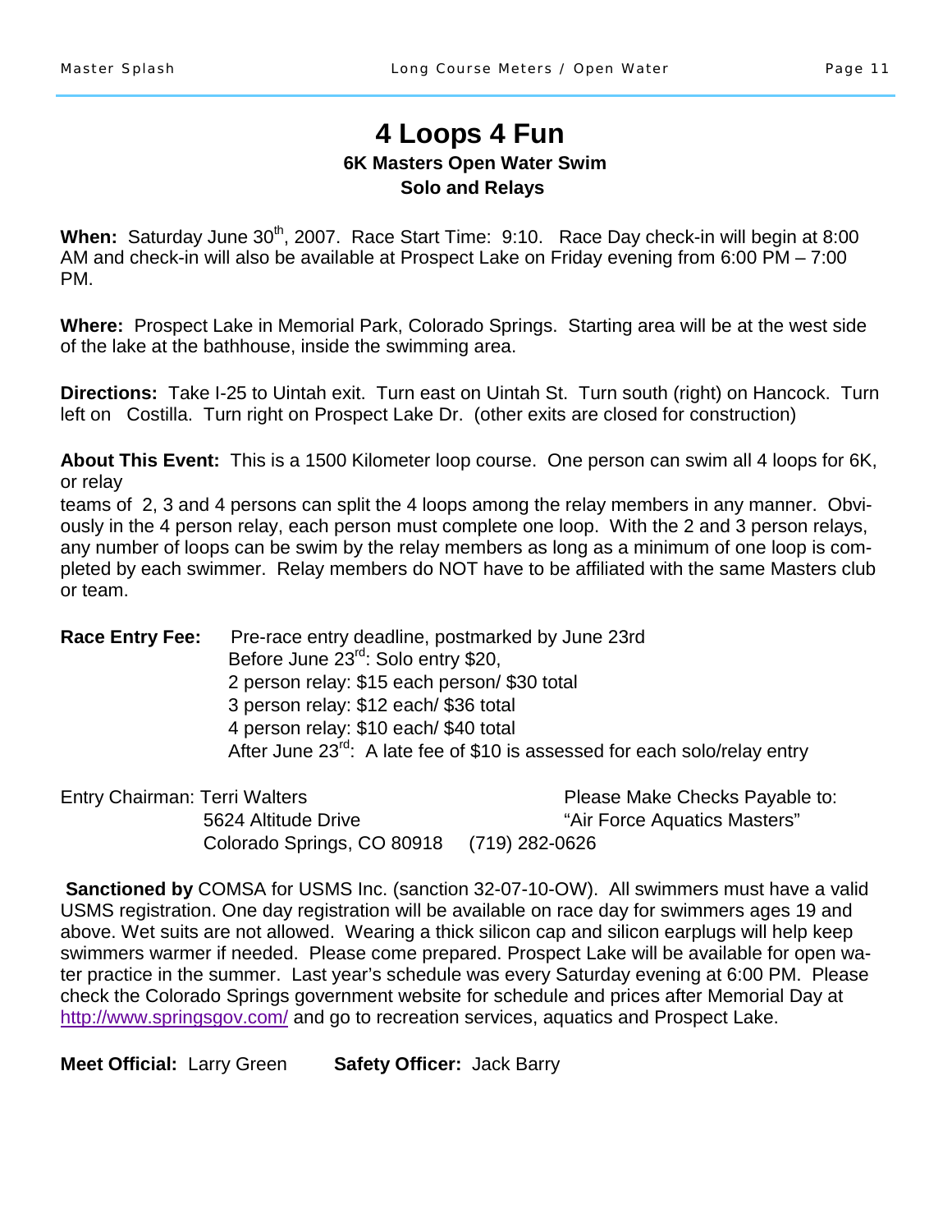# 4 Loops 4 Fun

### 6K Masters Open Water Swim

### Solo and Relays

**When:** Saturday June 30th, 2007. Race Start Time: 9:10. Race Day check-in will begin at 8:00 AM and check-in will also be available at Prospect Lake on Friday evening from 6:00 PM – 7:00 PM.

**Where:** Prospect Lake in Memorial Park, Colorado Springs. Starting area will be at the west side of the lake at the bathhouse, inside the swimming area.

**Directions:** Take I-25 to Uintah exit. Turn east on Uintah St. Turn south (right) on Hancock. Turn left on Costilla. Turn right on Prospect Lake Dr. (other exits are closed for construction)

**About This Event:** This is a 1500 Kilometer loop course. One person can swim all 4 loops for 6K, or relay teams of 2, 3 and 4 persons can split the 4 loops among the relay members in any manner. Obviously in the 4 person relay, each person must complete one loop. With the 2 and 3 person relays, any number of loops can be swim by the relay members as long as a minimum of one loop is completed by each swimmer. Relay members do NOT have to be affiliated with the same Masters club or team.

**Race Entry Fee:** Pre-race entry deadline, postmarked by June 23rd
Before June 23rd: Solo entry $20,
2 person relay: $15 each person/ $30 total
3 person relay: $12 each/ $36 total
4 person relay: $10 each/ $40 total
After June 23rd: A late fee of $10 is assessed for each solo/relay entry

Entry Chairman: Terri Walters
5624 Altitude Drive
Colorado Springs, CO 80918 (719) 282-0626

Please Make Checks Payable to:
"Air Force Aquatics Masters"

**Sanctioned by** COMSA for USMS Inc. (sanction 32-07-10-OW). All swimmers must have a valid USMS registration. One day registration will be available on race day for swimmers ages 19 and above. Wet suits are not allowed. Wearing a thick silicon cap and silicon earplugs will help keep swimmers warmer if needed. Please come prepared. Prospect Lake will be available for open water practice in the summer. Last year's schedule was every Saturday evening at 6:00 PM. Please check the Colorado Springs government website for schedule and prices after Memorial Day at http://www.springsgov.com/ and go to recreation services, aquatics and Prospect Lake.

**Meet Official:** Larry Green **Safety Officer:** Jack Barry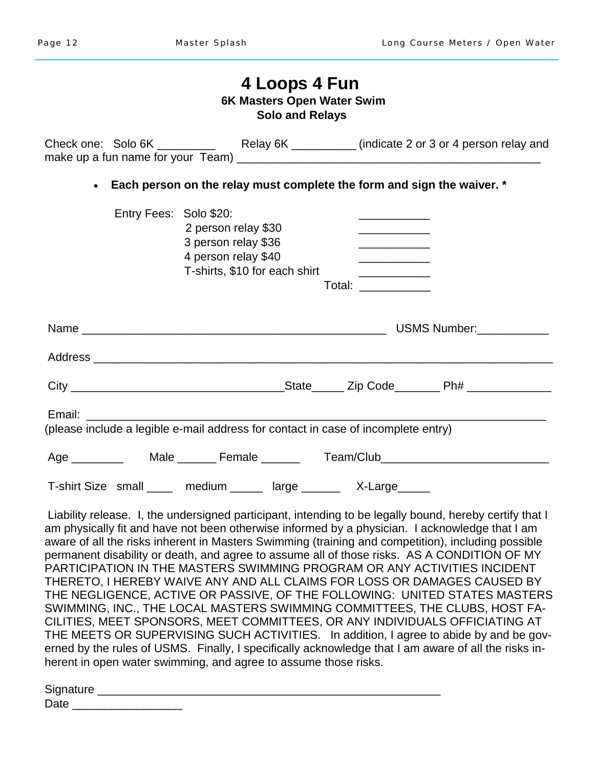# 4 Loops 4 Fun

**6K Masters Open Water Swim**

**Solo and Relays**

Check one: Solo 6K _________ Relay 6K __________ (indicate 2 or 3 or 4 person relay and make up a fun name for your Team) ________________________________________________

- **Each person on the relay must complete the form and sign the waiver. ***

Entry Fees: Solo $20: ___________
2 person relay $30 ___________
3 person relay $36 ___________
4 person relay $40 ___________
T-shirts, $10 for each shirt ___________
Total: ___________

Name _________________________________________________ USMS Number:___________

Address ________________________________________________________________________

City ________________________________State_____ Zip Code_______ Ph# _____________

Email: _________________________________________________________________________
(please include a legible e-mail address for contact in case of incomplete entry)

Age ________ Male ______ Female ______ Team/Club__________________________

T-shirt Size small ____ medium _____ large ______ X-Large_____

Liability release. I, the undersigned participant, intending to be legally bound, hereby certify that I am physically fit and have not been otherwise informed by a physician. I acknowledge that I am aware of all the risks inherent in Masters Swimming (training and competition), including possible permanent disability or death, and agree to assume all of those risks. AS A CONDITION OF MY PARTICIPATION IN THE MASTERS SWIMMING PROGRAM OR ANY ACTIVITIES INCIDENT THERETO, I HEREBY WAIVE ANY AND ALL CLAIMS FOR LOSS OR DAMAGES CAUSED BY THE NEGLIGENCE, ACTIVE OR PASSIVE, OF THE FOLLOWING: UNITED STATES MASTERS SWIMMING, INC., THE LOCAL MASTERS SWIMMING COMMITTEES, THE CLUBS, HOST FACILITIES, MEET SPONSORS, MEET COMMITTEES, OR ANY INDIVIDUALS OFFICIATING AT THE MEETS OR SUPERVISING SUCH ACTIVITIES. In addition, I agree to abide by and be governed by the rules of USMS. Finally, I specifically acknowledge that I am aware of all the risks inherent in open water swimming, and agree to assume those risks.

Signature _______________________________________________________

Date _________________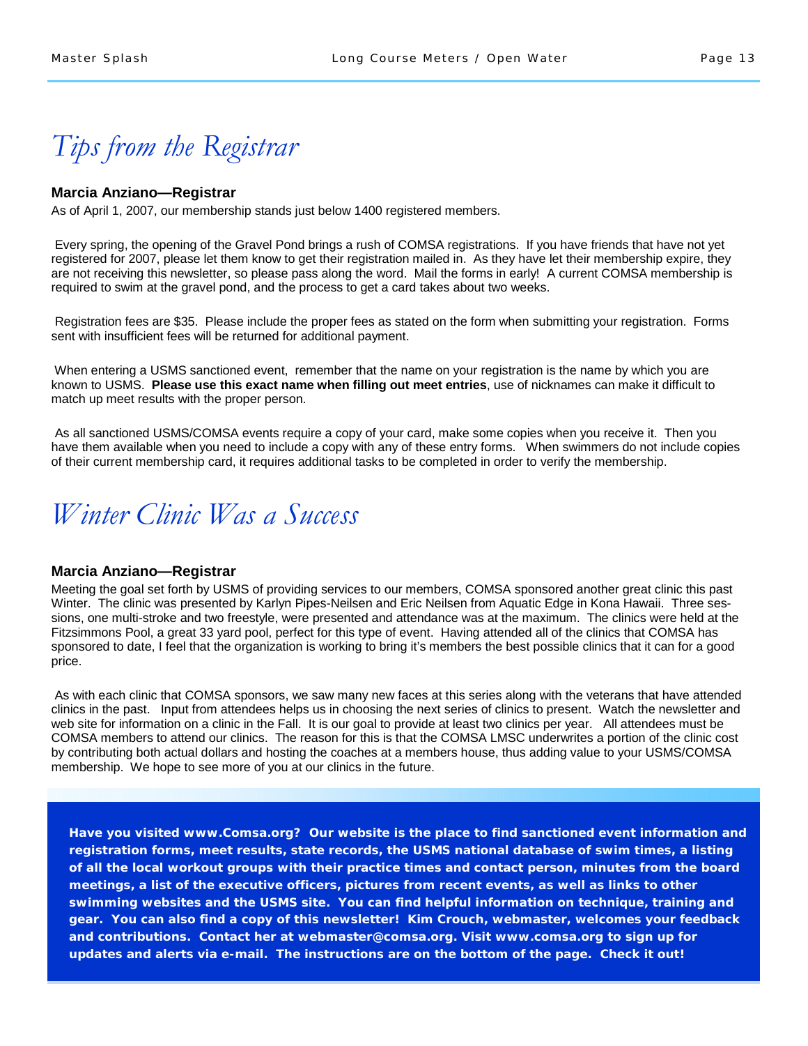# Tips from the Registrar

**Marcia Anziano—Registrar**

As of April 1, 2007, our membership stands just below 1400 registered members.

Every spring, the opening of the Gravel Pond brings a rush of COMSA registrations. If you have friends that have not yet registered for 2007, please let them know to get their registration mailed in. As they have let their membership expire, they are not receiving this newsletter, so please pass along the word. Mail the forms in early! A current COMSA membership is required to swim at the gravel pond, and the process to get a card takes about two weeks.

Registration fees are $35. Please include the proper fees as stated on the form when submitting your registration. Forms sent with insufficient fees will be returned for additional payment.

When entering a USMS sanctioned event, remember that the name on your registration is the name by which you are known to USMS. **Please use this exact name when filling out meet entries**, use of nicknames can make it difficult to match up meet results with the proper person.

As all sanctioned USMS/COMSA events require a copy of your card, make some copies when you receive it. Then you have them available when you need to include a copy with any of these entry forms. When swimmers do not include copies of their current membership card, it requires additional tasks to be completed in order to verify the membership.

# Winter Clinic Was a Success

**Marcia Anziano—Registrar**

Meeting the goal set forth by USMS of providing services to our members, COMSA sponsored another great clinic this past Winter. The clinic was presented by Karlyn Pipes-Neilsen and Eric Neilsen from Aquatic Edge in Kona Hawaii. Three sessions, one multi-stroke and two freestyle, were presented and attendance was at the maximum. The clinics were held at the Fitzsimmons Pool, a great 33 yard pool, perfect for this type of event. Having attended all of the clinics that COMSA has sponsored to date, I feel that the organization is working to bring it's members the best possible clinics that it can for a good price.

As with each clinic that COMSA sponsors, we saw many new faces at this series along with the veterans that have attended clinics in the past. Input from attendees helps us in choosing the next series of clinics to present. Watch the newsletter and web site for information on a clinic in the Fall. It is our goal to provide at least two clinics per year. All attendees must be COMSA members to attend our clinics. The reason for this is that the COMSA LMSC underwrites a portion of the clinic cost by contributing both actual dollars and hosting the coaches at a members house, thus adding value to your USMS/COMSA membership. We hope to see more of you at our clinics in the future.

**Have you visited www.Comsa.org? Our website is the place to find sanctioned event information and registration forms, meet results, state records, the USMS national database of swim times, a listing of all the local workout groups with their practice times and contact person, minutes from the board meetings, a list of the executive officers, pictures from recent events, as well as links to other swimming websites and the USMS site. You can find helpful information on technique, training and gear. You can also find a copy of this newsletter! Kim Crouch, webmaster, welcomes your feedback and contributions. Contact her at webmaster@comsa.org. Visit www.comsa.org to sign up for updates and alerts via e-mail. The instructions are on the bottom of the page. Check it out!**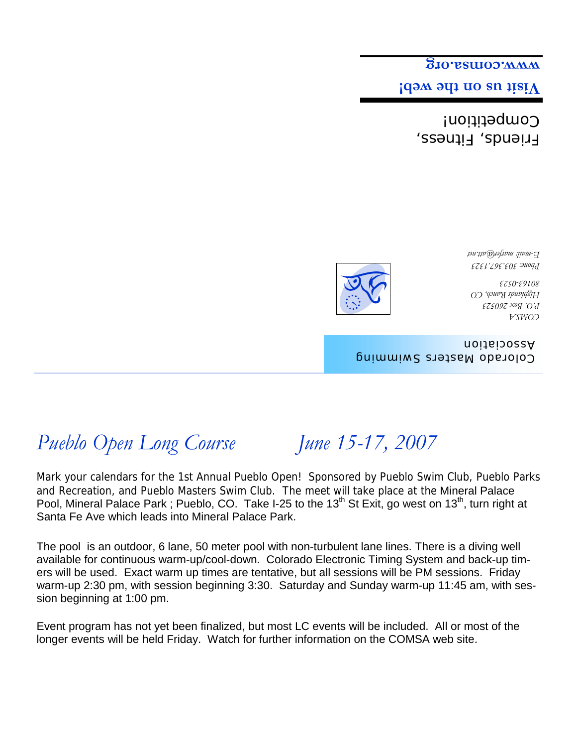Visit us on the web!

www.comsa.org

Friends, Fitness, Competition!

COMSA
P.O. Box 260523
Highlands Ranch, CO
80163-0523

Phone: 303.367.1323

E-mail: mafef@att.net

Colorado Masters Swimming Association

*Pueblo Open Long Course* *June 15-17, 2007*

Mark your calendars for the 1st Annual Pueblo Open! Sponsored by Pueblo Swim Club, Pueblo Parks and Recreation, and Pueblo Masters Swim Club. The meet will take place at the Mineral Palace Pool, Mineral Palace Park ; Pueblo, CO. Take I-25 to the 13th St Exit, go west on 13th, turn right at Santa Fe Ave which leads into Mineral Palace Park.

The pool is an outdoor, 6 lane, 50 meter pool with non-turbulent lane lines. There is a diving well available for continuous warm-up/cool-down. Colorado Electronic Timing System and back-up timers will be used. Exact warm up times are tentative, but all sessions will be PM sessions. Friday warm-up 2:30 pm, with session beginning 3:30. Saturday and Sunday warm-up 11:45 am, with session beginning at 1:00 pm.

Event program has not yet been finalized, but most LC events will be included. All or most of the longer events will be held Friday. Watch for further information on the COMSA web site.